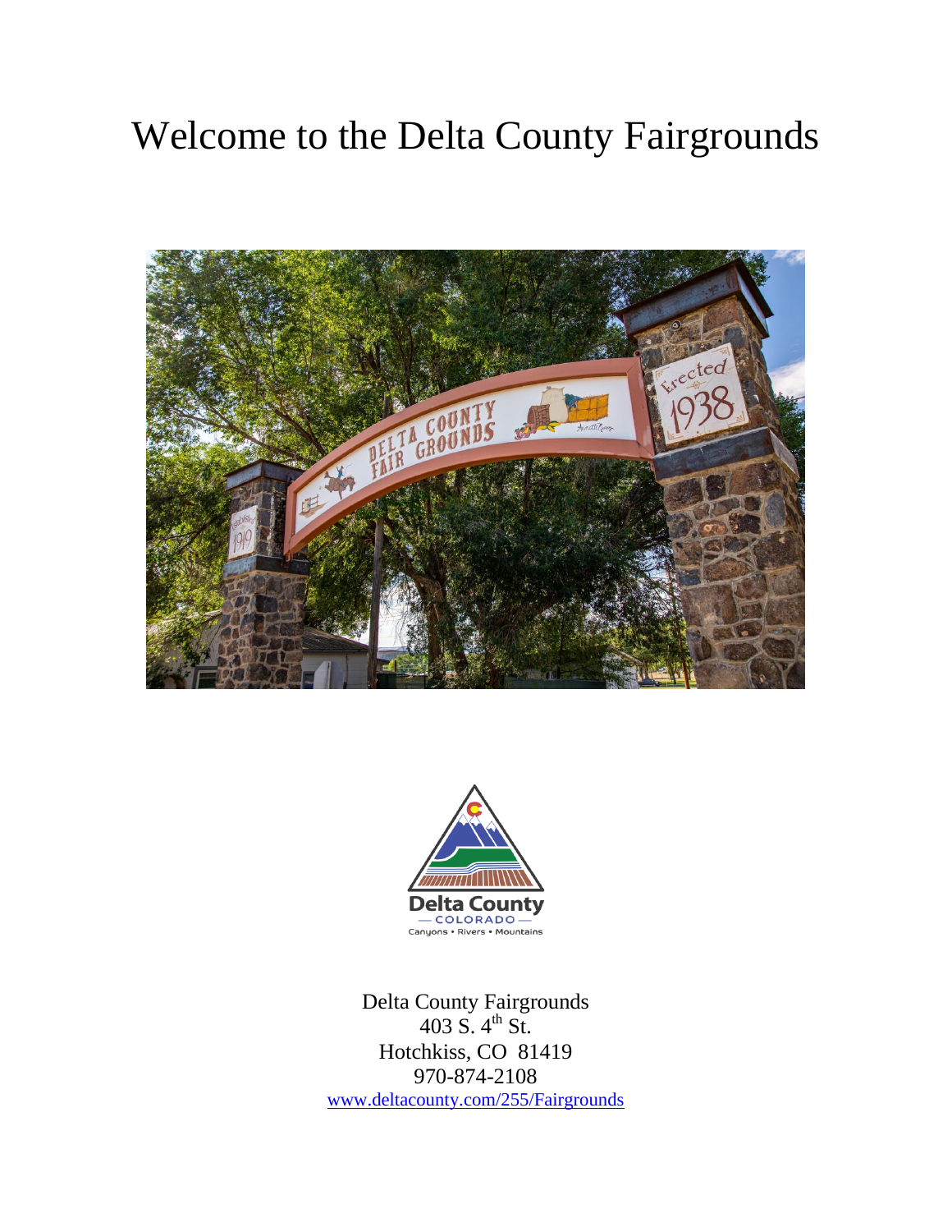# Welcome to the Delta County Fairgrounds

Delta County Fairgrounds
403 S. 4th St.
Hotchkiss, CO 81419
970-874-2108
www.deltacounty.com/255/Fairgrounds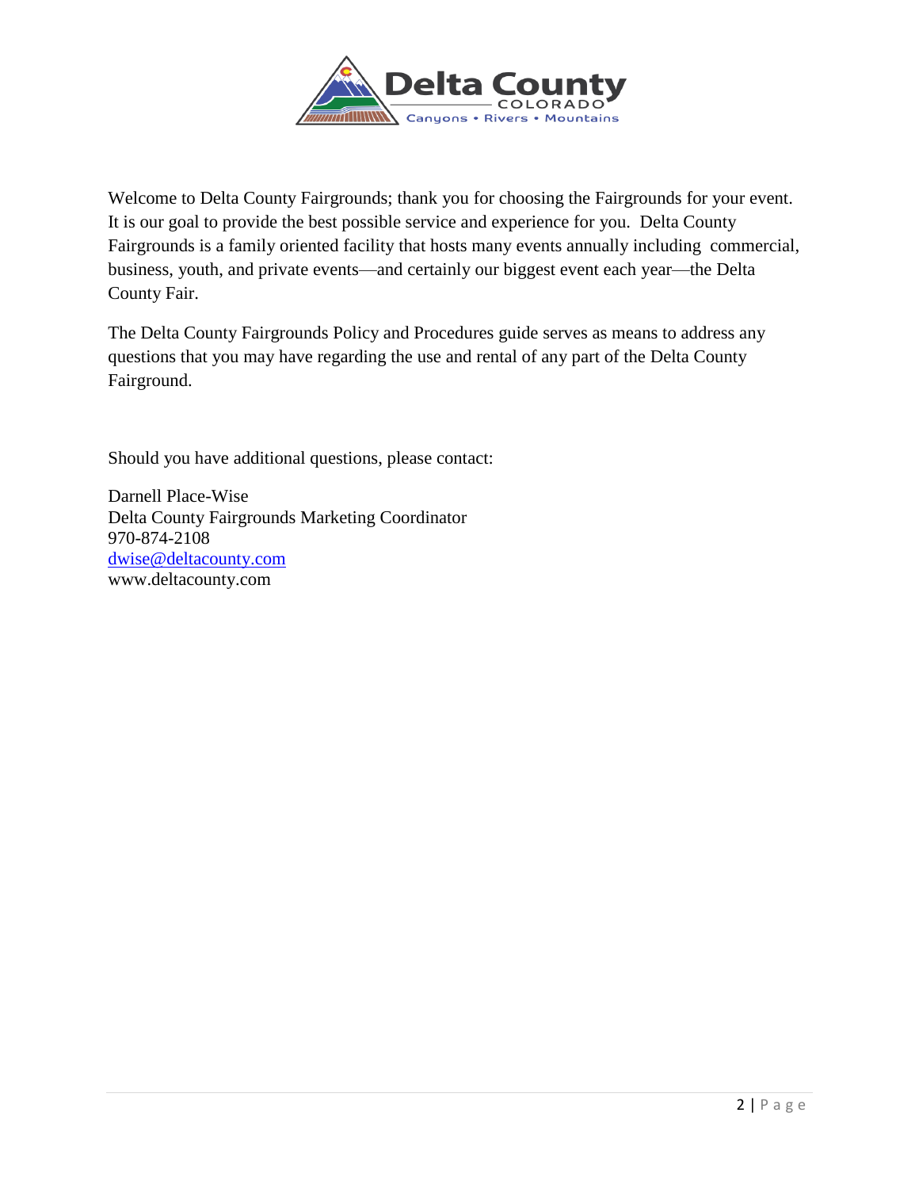Welcome to Delta County Fairgrounds; thank you for choosing the Fairgrounds for your event. It is our goal to provide the best possible service and experience for you. Delta County Fairgrounds is a family oriented facility that hosts many events annually including commercial, business, youth, and private events—and certainly our biggest event each year—the Delta County Fair.

The Delta County Fairgrounds Policy and Procedures guide serves as means to address any questions that you may have regarding the use and rental of any part of the Delta County Fairground.

Should you have additional questions, please contact:

Darnell Place-Wise  
Delta County Fairgrounds Marketing Coordinator  
970-874-2108  
dwise@deltacounty.com  
www.deltacounty.com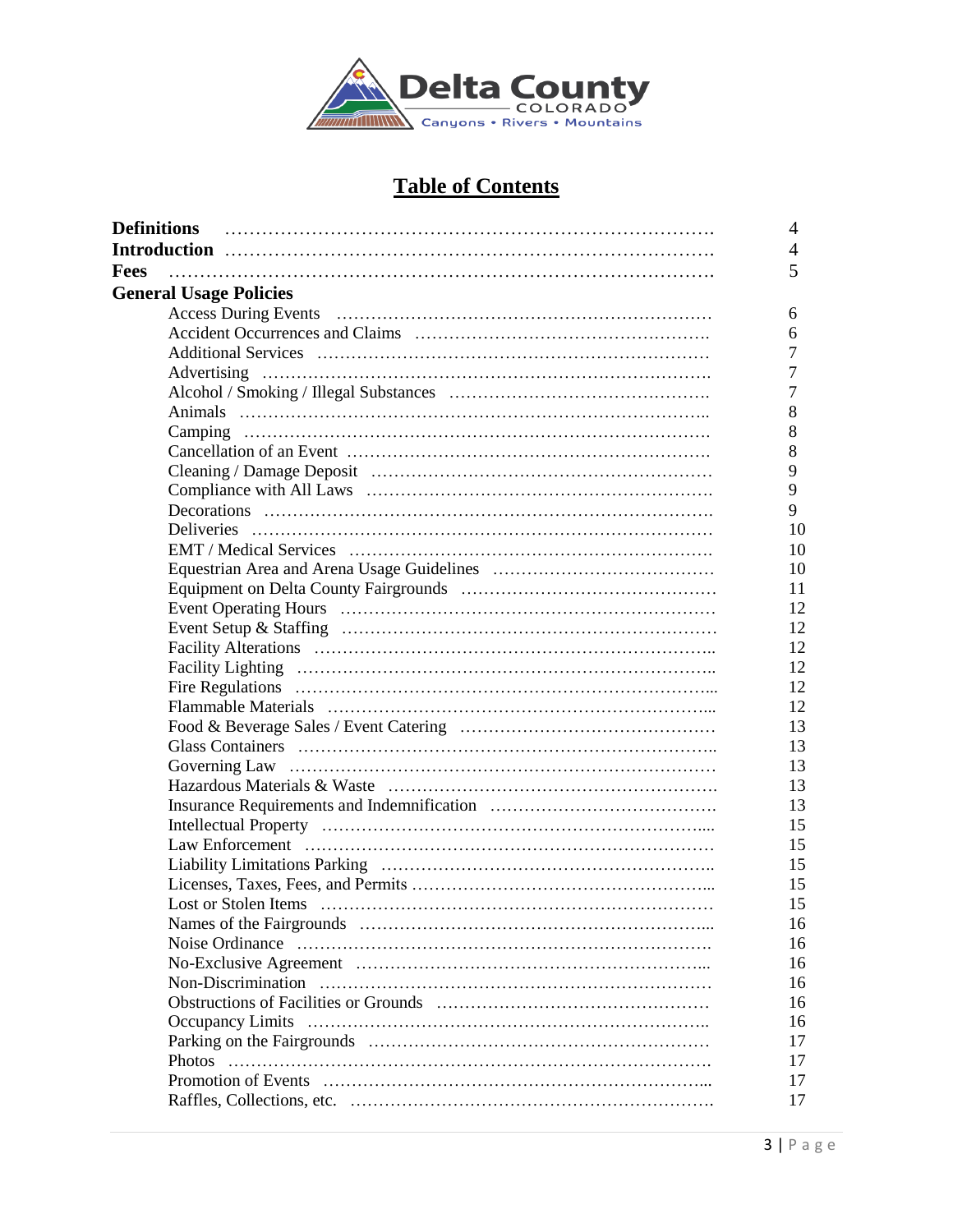Delta County
COLORADO
Canyons • Rivers • Mountains

# Table of Contents

| Section | Page |
|---|---|
| **Definitions** | 4 |
| **Introduction** | 4 |
| **Fees** | 5 |
| **General Usage Policies** | |
| Access During Events | 6 |
| Accident Occurrences and Claims | 6 |
| Additional Services | 7 |
| Advertising | 7 |
| Alcohol / Smoking / Illegal Substances | 7 |
| Animals | 8 |
| Camping | 8 |
| Cancellation of an Event | 8 |
| Cleaning / Damage Deposit | 9 |
| Compliance with All Laws | 9 |
| Decorations | 9 |
| Deliveries | 10 |
| EMT / Medical Services | 10 |
| Equestrian Area and Arena Usage Guidelines | 10 |
| Equipment on Delta County Fairgrounds | 11 |
| Event Operating Hours | 12 |
| Event Setup & Staffing | 12 |
| Facility Alterations | 12 |
| Facility Lighting | 12 |
| Fire Regulations | 12 |
| Flammable Materials | 12 |
| Food & Beverage Sales / Event Catering | 13 |
| Glass Containers | 13 |
| Governing Law | 13 |
| Hazardous Materials & Waste | 13 |
| Insurance Requirements and Indemnification | 13 |
| Intellectual Property | 15 |
| Law Enforcement | 15 |
| Liability Limitations Parking | 15 |
| Licenses, Taxes, Fees, and Permits | 15 |
| Lost or Stolen Items | 15 |
| Names of the Fairgrounds | 16 |
| Noise Ordinance | 16 |
| No-Exclusive Agreement | 16 |
| Non-Discrimination | 16 |
| Obstructions of Facilities or Grounds | 16 |
| Occupancy Limits | 16 |
| Parking on the Fairgrounds | 17 |
| Photos | 17 |
| Promotion of Events | 17 |
| Raffles, Collections, etc. | 17 |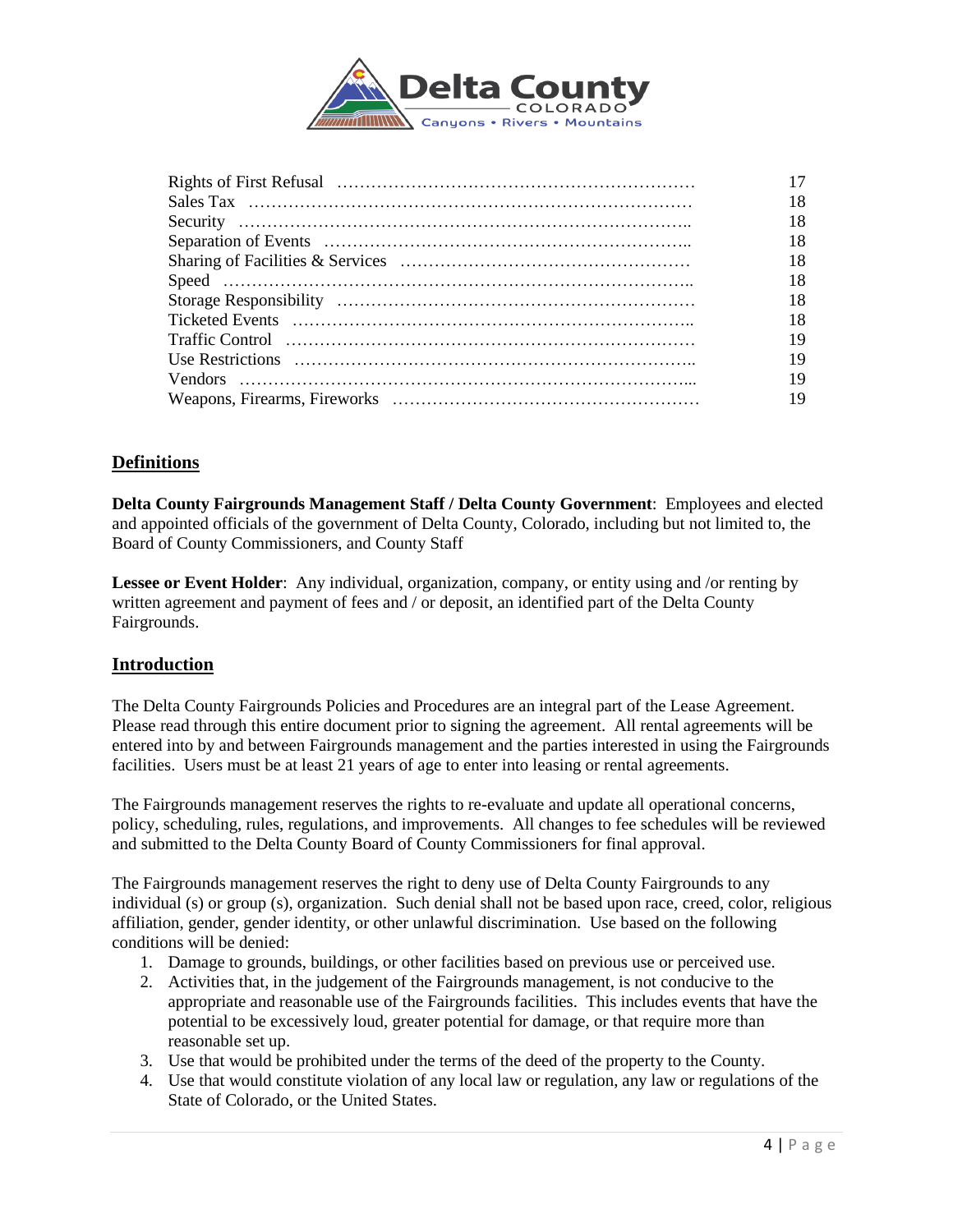| | |
|---|---|
| Rights of First Refusal | 17 |
| Sales Tax | 18 |
| Security | 18 |
| Separation of Events | 18 |
| Sharing of Facilities & Services | 18 |
| Speed | 18 |
| Storage Responsibility | 18 |
| Ticketed Events | 18 |
| Traffic Control | 19 |
| Use Restrictions | 19 |
| Vendors | 19 |
| Weapons, Firearms, Fireworks | 19 |

## Definitions

**Delta County Fairgrounds Management Staff / Delta County Government**: Employees and elected and appointed officials of the government of Delta County, Colorado, including but not limited to, the Board of County Commissioners, and County Staff

**Lessee or Event Holder**: Any individual, organization, company, or entity using and /or renting by written agreement and payment of fees and / or deposit, an identified part of the Delta County Fairgrounds.

## Introduction

The Delta County Fairgrounds Policies and Procedures are an integral part of the Lease Agreement. Please read through this entire document prior to signing the agreement. All rental agreements will be entered into by and between Fairgrounds management and the parties interested in using the Fairgrounds facilities. Users must be at least 21 years of age to enter into leasing or rental agreements.

The Fairgrounds management reserves the rights to re-evaluate and update all operational concerns, policy, scheduling, rules, regulations, and improvements. All changes to fee schedules will be reviewed and submitted to the Delta County Board of County Commissioners for final approval.

The Fairgrounds management reserves the right to deny use of Delta County Fairgrounds to any individual (s) or group (s), organization. Such denial shall not be based upon race, creed, color, religious affiliation, gender, gender identity, or other unlawful discrimination. Use based on the following conditions will be denied:

1. Damage to grounds, buildings, or other facilities based on previous use or perceived use.
2. Activities that, in the judgement of the Fairgrounds management, is not conducive to the appropriate and reasonable use of the Fairgrounds facilities. This includes events that have the potential to be excessively loud, greater potential for damage, or that require more than reasonable set up.
3. Use that would be prohibited under the terms of the deed of the property to the County.
4. Use that would constitute violation of any local law or regulation, any law or regulations of the State of Colorado, or the United States.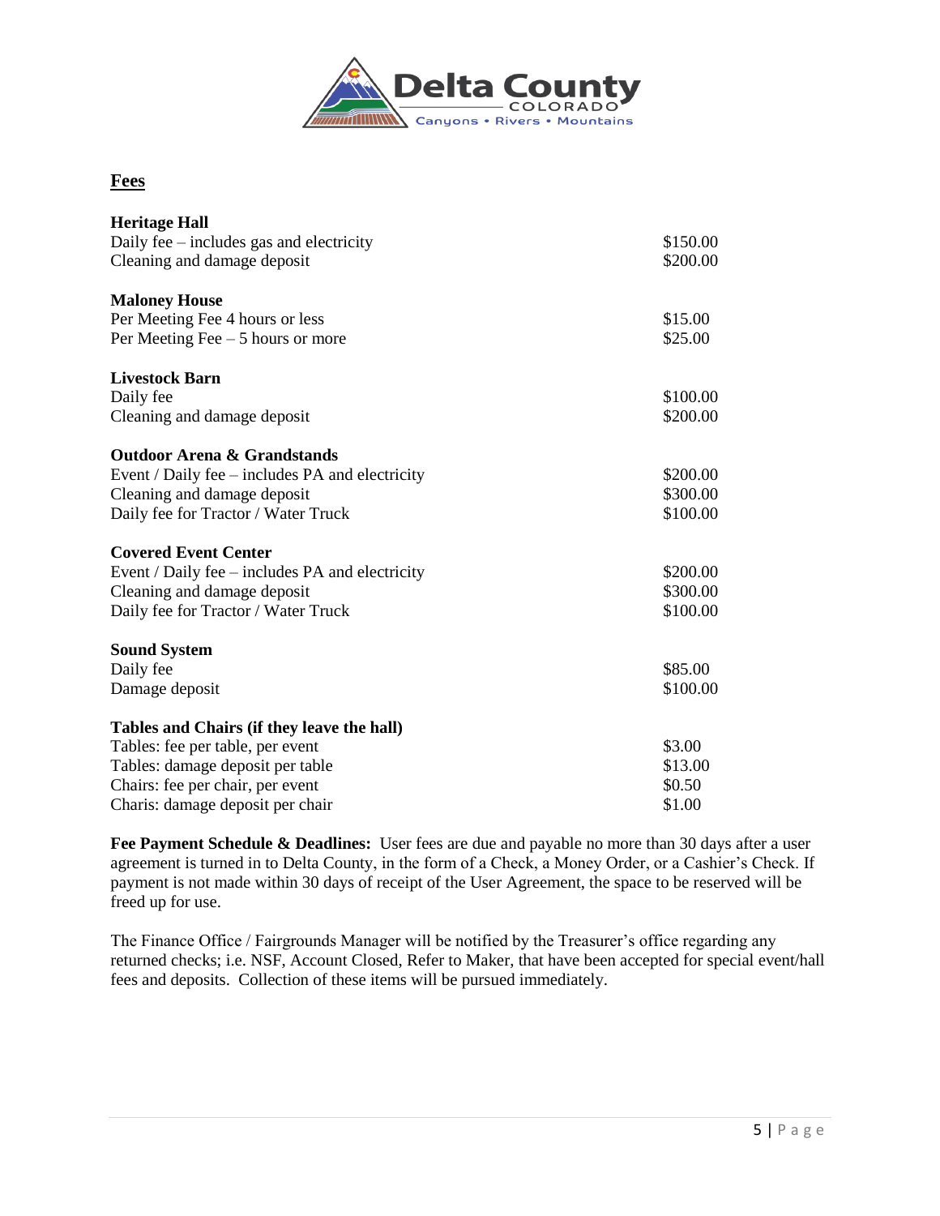## Fees

| **Heritage Hall** | |
|---|---|
| Daily fee – includes gas and electricity | $150.00 |
| Cleaning and damage deposit | $200.00 |
| **Maloney House** | |
| Per Meeting Fee 4 hours or less | $15.00 |
| Per Meeting Fee – 5 hours or more | $25.00 |
| **Livestock Barn** | |
| Daily fee | $100.00 |
| Cleaning and damage deposit | $200.00 |
| **Outdoor Arena & Grandstands** | |
| Event / Daily fee – includes PA and electricity | $200.00 |
| Cleaning and damage deposit | $300.00 |
| Daily fee for Tractor / Water Truck | $100.00 |
| **Covered Event Center** | |
| Event / Daily fee – includes PA and electricity | $200.00 |
| Cleaning and damage deposit | $300.00 |
| Daily fee for Tractor / Water Truck | $100.00 |
| **Sound System** | |
| Daily fee | $85.00 |
| Damage deposit | $100.00 |
| **Tables and Chairs (if they leave the hall)** | |
| Tables: fee per table, per event | $3.00 |
| Tables: damage deposit per table | $13.00 |
| Chairs: fee per chair, per event | $0.50 |
| Charis: damage deposit per chair | $1.00 |

**Fee Payment Schedule & Deadlines:** User fees are due and payable no more than 30 days after a user agreement is turned in to Delta County, in the form of a Check, a Money Order, or a Cashier's Check. If payment is not made within 30 days of receipt of the User Agreement, the space to be reserved will be freed up for use.

The Finance Office / Fairgrounds Manager will be notified by the Treasurer's office regarding any returned checks; i.e. NSF, Account Closed, Refer to Maker, that have been accepted for special event/hall fees and deposits. Collection of these items will be pursued immediately.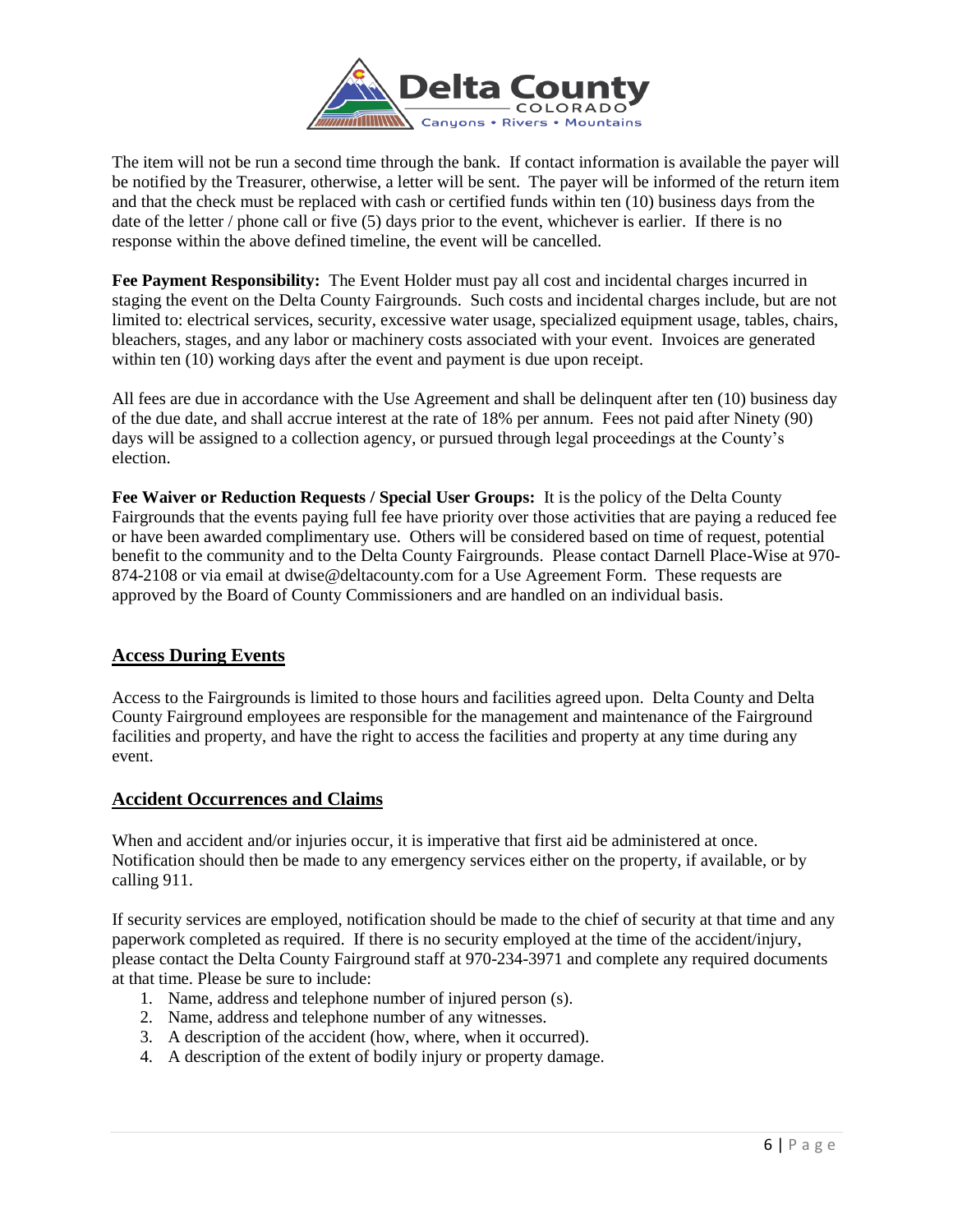The item will not be run a second time through the bank. If contact information is available the payer will be notified by the Treasurer, otherwise, a letter will be sent. The payer will be informed of the return item and that the check must be replaced with cash or certified funds within ten (10) business days from the date of the letter / phone call or five (5) days prior to the event, whichever is earlier. If there is no response within the above defined timeline, the event will be cancelled.

**Fee Payment Responsibility:** The Event Holder must pay all cost and incidental charges incurred in staging the event on the Delta County Fairgrounds. Such costs and incidental charges include, but are not limited to: electrical services, security, excessive water usage, specialized equipment usage, tables, chairs, bleachers, stages, and any labor or machinery costs associated with your event. Invoices are generated within ten (10) working days after the event and payment is due upon receipt.

All fees are due in accordance with the Use Agreement and shall be delinquent after ten (10) business day of the due date, and shall accrue interest at the rate of 18% per annum. Fees not paid after Ninety (90) days will be assigned to a collection agency, or pursued through legal proceedings at the County's election.

**Fee Waiver or Reduction Requests / Special User Groups:** It is the policy of the Delta County Fairgrounds that the events paying full fee have priority over those activities that are paying a reduced fee or have been awarded complimentary use. Others will be considered based on time of request, potential benefit to the community and to the Delta County Fairgrounds. Please contact Darnell Place-Wise at 970-874-2108 or via email at dwise@deltacounty.com for a Use Agreement Form. These requests are approved by the Board of County Commissioners and are handled on an individual basis.

## Access During Events

Access to the Fairgrounds is limited to those hours and facilities agreed upon. Delta County and Delta County Fairground employees are responsible for the management and maintenance of the Fairground facilities and property, and have the right to access the facilities and property at any time during any event.

## Accident Occurrences and Claims

When and accident and/or injuries occur, it is imperative that first aid be administered at once. Notification should then be made to any emergency services either on the property, if available, or by calling 911.

If security services are employed, notification should be made to the chief of security at that time and any paperwork completed as required. If there is no security employed at the time of the accident/injury, please contact the Delta County Fairground staff at 970-234-3971 and complete any required documents at that time. Please be sure to include:

1. Name, address and telephone number of injured person (s).
2. Name, address and telephone number of any witnesses.
3. A description of the accident (how, where, when it occurred).
4. A description of the extent of bodily injury or property damage.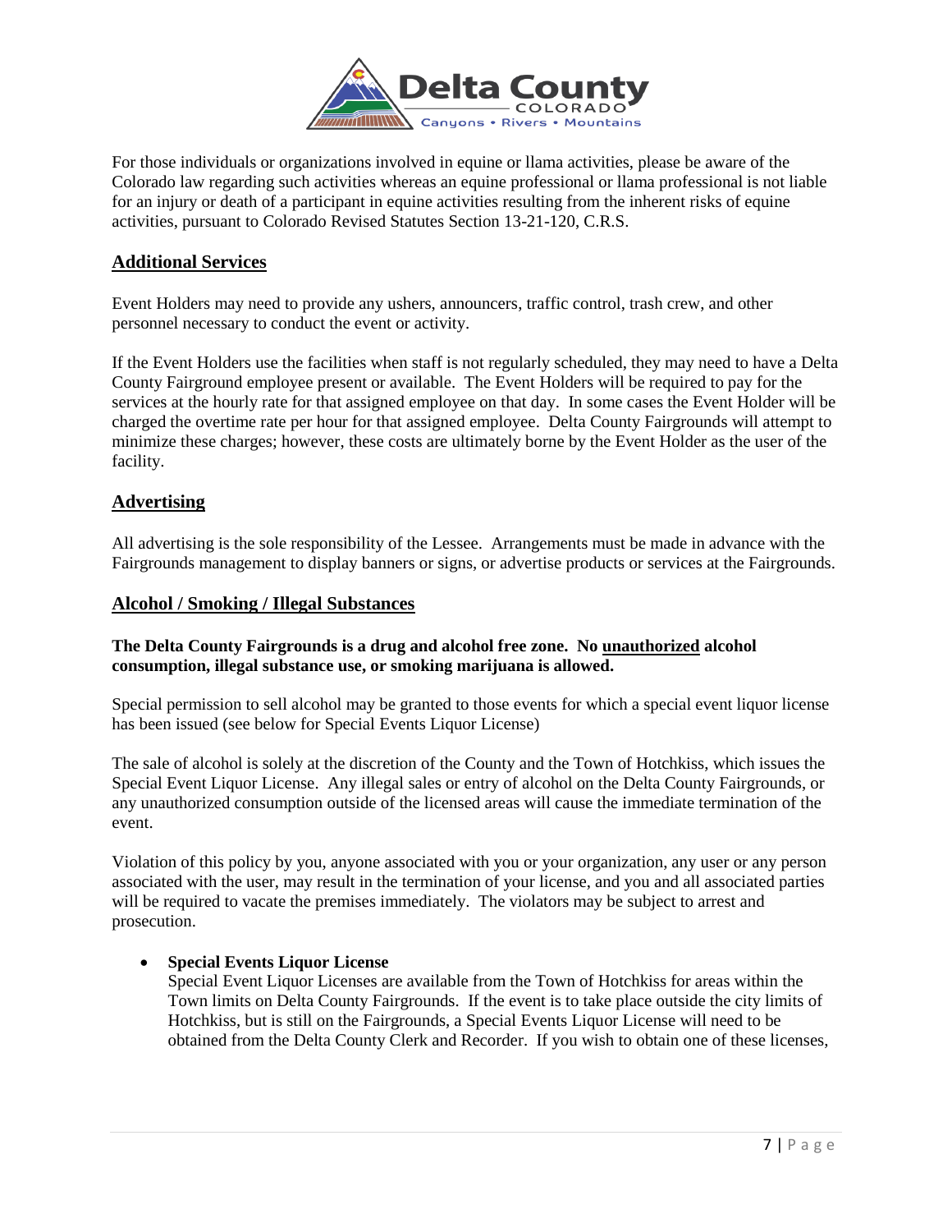For those individuals or organizations involved in equine or llama activities, please be aware of the Colorado law regarding such activities whereas an equine professional or llama professional is not liable for an injury or death of a participant in equine activities resulting from the inherent risks of equine activities, pursuant to Colorado Revised Statutes Section 13-21-120, C.R.S.

## Additional Services

Event Holders may need to provide any ushers, announcers, traffic control, trash crew, and other personnel necessary to conduct the event or activity.

If the Event Holders use the facilities when staff is not regularly scheduled, they may need to have a Delta County Fairground employee present or available. The Event Holders will be required to pay for the services at the hourly rate for that assigned employee on that day. In some cases the Event Holder will be charged the overtime rate per hour for that assigned employee. Delta County Fairgrounds will attempt to minimize these charges; however, these costs are ultimately borne by the Event Holder as the user of the facility.

## Advertising

All advertising is the sole responsibility of the Lessee. Arrangements must be made in advance with the Fairgrounds management to display banners or signs, or advertise products or services at the Fairgrounds.

## Alcohol / Smoking / Illegal Substances

**The Delta County Fairgrounds is a drug and alcohol free zone. No unauthorized alcohol consumption, illegal substance use, or smoking marijuana is allowed.**

Special permission to sell alcohol may be granted to those events for which a special event liquor license has been issued (see below for Special Events Liquor License)

The sale of alcohol is solely at the discretion of the County and the Town of Hotchkiss, which issues the Special Event Liquor License. Any illegal sales or entry of alcohol on the Delta County Fairgrounds, or any unauthorized consumption outside of the licensed areas will cause the immediate termination of the event.

Violation of this policy by you, anyone associated with you or your organization, any user or any person associated with the user, may result in the termination of your license, and you and all associated parties will be required to vacate the premises immediately. The violators may be subject to arrest and prosecution.

- **Special Events Liquor License**
  Special Event Liquor Licenses are available from the Town of Hotchkiss for areas within the Town limits on Delta County Fairgrounds. If the event is to take place outside the city limits of Hotchkiss, but is still on the Fairgrounds, a Special Events Liquor License will need to be obtained from the Delta County Clerk and Recorder. If you wish to obtain one of these licenses,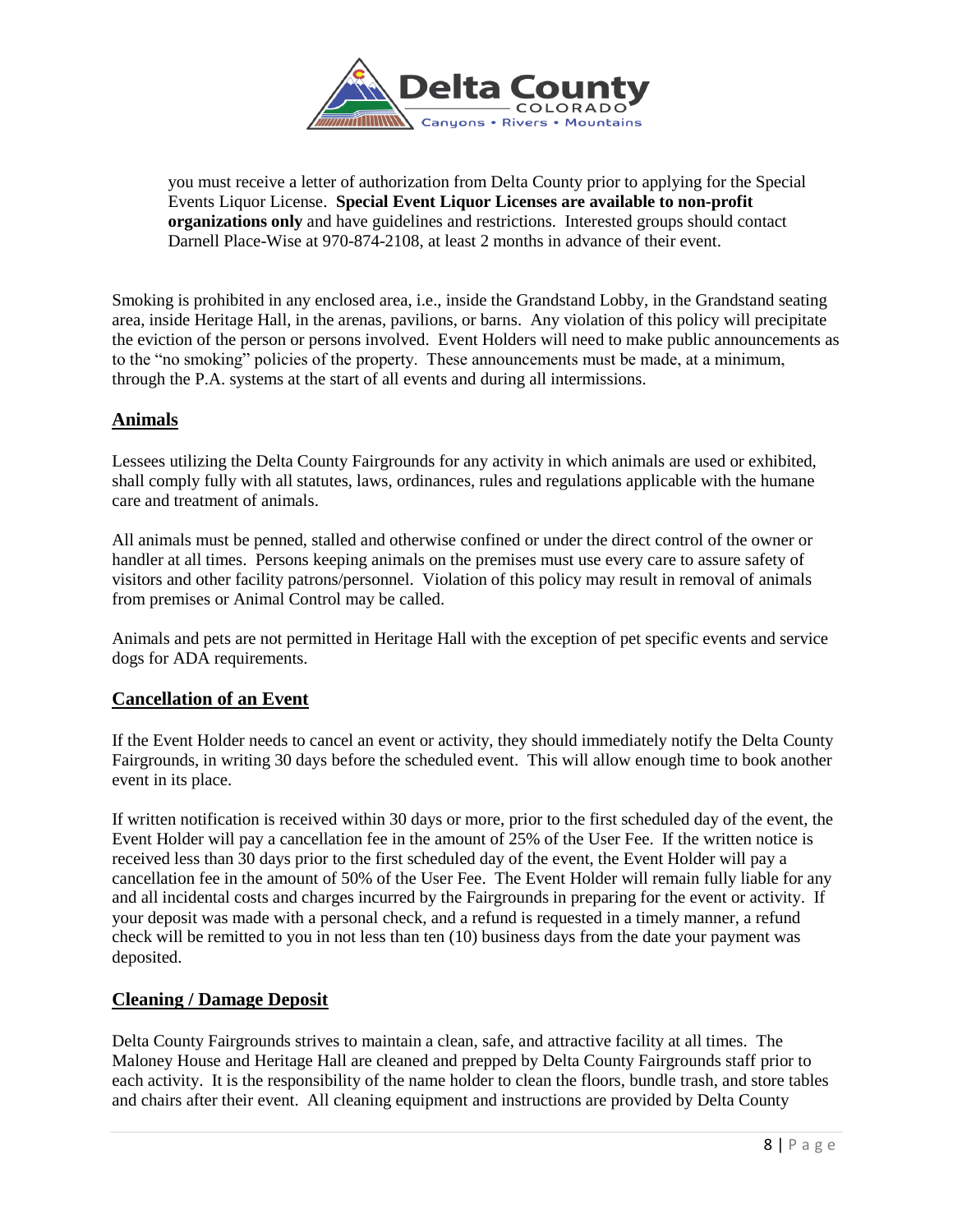you must receive a letter of authorization from Delta County prior to applying for the Special Events Liquor License. **Special Event Liquor Licenses are available to non-profit organizations only** and have guidelines and restrictions. Interested groups should contact Darnell Place-Wise at 970-874-2108, at least 2 months in advance of their event.

Smoking is prohibited in any enclosed area, i.e., inside the Grandstand Lobby, in the Grandstand seating area, inside Heritage Hall, in the arenas, pavilions, or barns. Any violation of this policy will precipitate the eviction of the person or persons involved. Event Holders will need to make public announcements as to the "no smoking" policies of the property. These announcements must be made, at a minimum, through the P.A. systems at the start of all events and during all intermissions.

## Animals

Lessees utilizing the Delta County Fairgrounds for any activity in which animals are used or exhibited, shall comply fully with all statutes, laws, ordinances, rules and regulations applicable with the humane care and treatment of animals.

All animals must be penned, stalled and otherwise confined or under the direct control of the owner or handler at all times. Persons keeping animals on the premises must use every care to assure safety of visitors and other facility patrons/personnel. Violation of this policy may result in removal of animals from premises or Animal Control may be called.

Animals and pets are not permitted in Heritage Hall with the exception of pet specific events and service dogs for ADA requirements.

## Cancellation of an Event

If the Event Holder needs to cancel an event or activity, they should immediately notify the Delta County Fairgrounds, in writing 30 days before the scheduled event. This will allow enough time to book another event in its place.

If written notification is received within 30 days or more, prior to the first scheduled day of the event, the Event Holder will pay a cancellation fee in the amount of 25% of the User Fee. If the written notice is received less than 30 days prior to the first scheduled day of the event, the Event Holder will pay a cancellation fee in the amount of 50% of the User Fee. The Event Holder will remain fully liable for any and all incidental costs and charges incurred by the Fairgrounds in preparing for the event or activity. If your deposit was made with a personal check, and a refund is requested in a timely manner, a refund check will be remitted to you in not less than ten (10) business days from the date your payment was deposited.

## Cleaning / Damage Deposit

Delta County Fairgrounds strives to maintain a clean, safe, and attractive facility at all times. The Maloney House and Heritage Hall are cleaned and prepped by Delta County Fairgrounds staff prior to each activity. It is the responsibility of the name holder to clean the floors, bundle trash, and store tables and chairs after their event. All cleaning equipment and instructions are provided by Delta County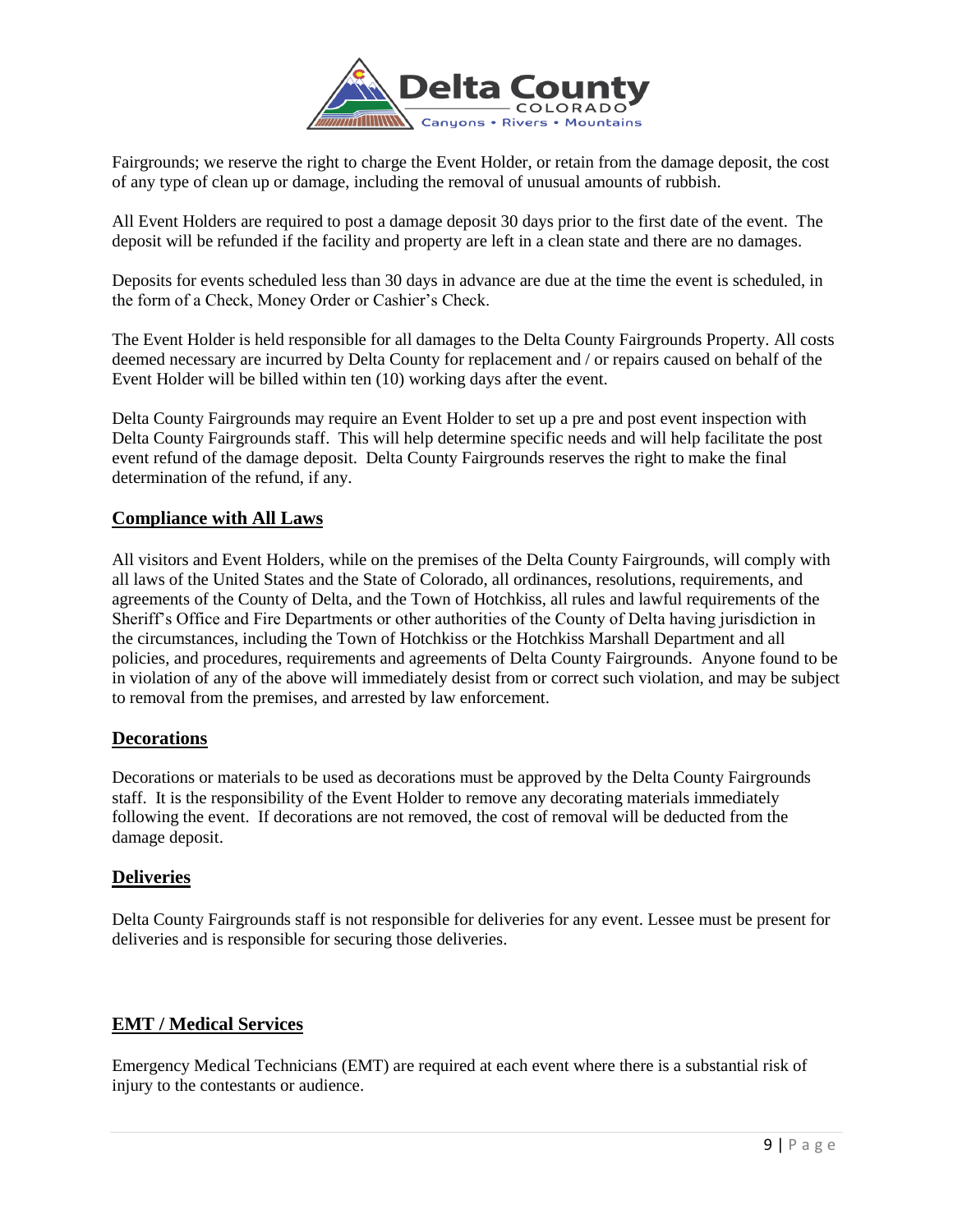Fairgrounds; we reserve the right to charge the Event Holder, or retain from the damage deposit, the cost of any type of clean up or damage, including the removal of unusual amounts of rubbish.

All Event Holders are required to post a damage deposit 30 days prior to the first date of the event. The deposit will be refunded if the facility and property are left in a clean state and there are no damages.

Deposits for events scheduled less than 30 days in advance are due at the time the event is scheduled, in the form of a Check, Money Order or Cashier's Check.

The Event Holder is held responsible for all damages to the Delta County Fairgrounds Property. All costs deemed necessary are incurred by Delta County for replacement and / or repairs caused on behalf of the Event Holder will be billed within ten (10) working days after the event.

Delta County Fairgrounds may require an Event Holder to set up a pre and post event inspection with Delta County Fairgrounds staff. This will help determine specific needs and will help facilitate the post event refund of the damage deposit. Delta County Fairgrounds reserves the right to make the final determination of the refund, if any.

## Compliance with All Laws

All visitors and Event Holders, while on the premises of the Delta County Fairgrounds, will comply with all laws of the United States and the State of Colorado, all ordinances, resolutions, requirements, and agreements of the County of Delta, and the Town of Hotchkiss, all rules and lawful requirements of the Sheriff's Office and Fire Departments or other authorities of the County of Delta having jurisdiction in the circumstances, including the Town of Hotchkiss or the Hotchkiss Marshall Department and all policies, and procedures, requirements and agreements of Delta County Fairgrounds. Anyone found to be in violation of any of the above will immediately desist from or correct such violation, and may be subject to removal from the premises, and arrested by law enforcement.

## Decorations

Decorations or materials to be used as decorations must be approved by the Delta County Fairgrounds staff. It is the responsibility of the Event Holder to remove any decorating materials immediately following the event. If decorations are not removed, the cost of removal will be deducted from the damage deposit.

## Deliveries

Delta County Fairgrounds staff is not responsible for deliveries for any event. Lessee must be present for deliveries and is responsible for securing those deliveries.

## EMT / Medical Services

Emergency Medical Technicians (EMT) are required at each event where there is a substantial risk of injury to the contestants or audience.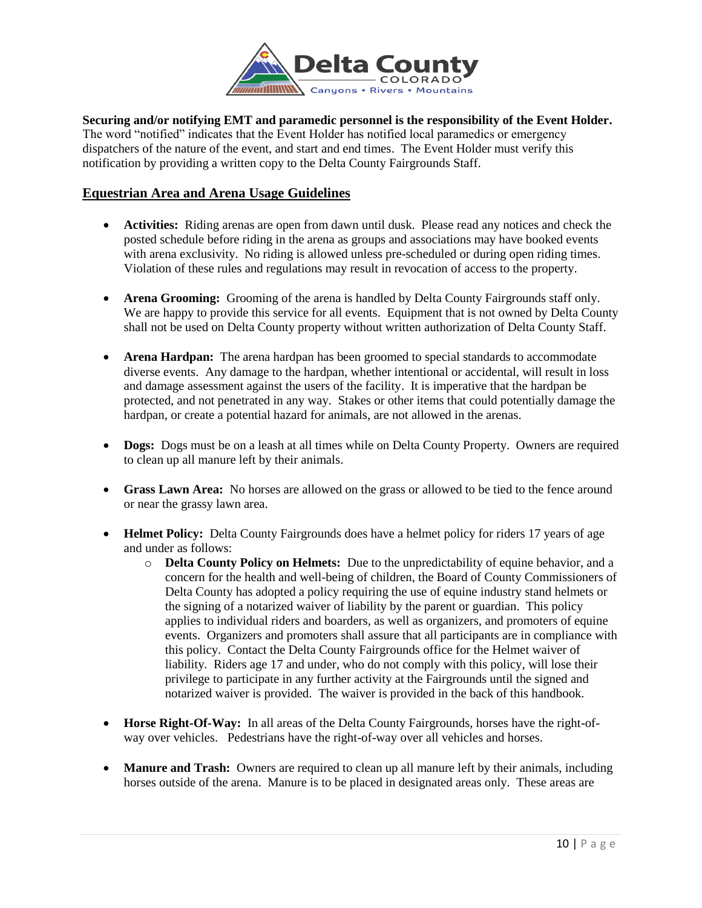**Securing and/or notifying EMT and paramedic personnel is the responsibility of the Event Holder.** The word "notified" indicates that the Event Holder has notified local paramedics or emergency dispatchers of the nature of the event, and start and end times. The Event Holder must verify this notification by providing a written copy to the Delta County Fairgrounds Staff.

## Equestrian Area and Arena Usage Guidelines

- **Activities:** Riding arenas are open from dawn until dusk. Please read any notices and check the posted schedule before riding in the arena as groups and associations may have booked events with arena exclusivity. No riding is allowed unless pre-scheduled or during open riding times. Violation of these rules and regulations may result in revocation of access to the property.

- **Arena Grooming:** Grooming of the arena is handled by Delta County Fairgrounds staff only. We are happy to provide this service for all events. Equipment that is not owned by Delta County shall not be used on Delta County property without written authorization of Delta County Staff.

- **Arena Hardpan:** The arena hardpan has been groomed to special standards to accommodate diverse events. Any damage to the hardpan, whether intentional or accidental, will result in loss and damage assessment against the users of the facility. It is imperative that the hardpan be protected, and not penetrated in any way. Stakes or other items that could potentially damage the hardpan, or create a potential hazard for animals, are not allowed in the arenas.

- **Dogs:** Dogs must be on a leash at all times while on Delta County Property. Owners are required to clean up all manure left by their animals.

- **Grass Lawn Area:** No horses are allowed on the grass or allowed to be tied to the fence around or near the grassy lawn area.

- **Helmet Policy:** Delta County Fairgrounds does have a helmet policy for riders 17 years of age and under as follows:
  - **Delta County Policy on Helmets:** Due to the unpredictability of equine behavior, and a concern for the health and well-being of children, the Board of County Commissioners of Delta County has adopted a policy requiring the use of equine industry stand helmets or the signing of a notarized waiver of liability by the parent or guardian. This policy applies to individual riders and boarders, as well as organizers, and promoters of equine events. Organizers and promoters shall assure that all participants are in compliance with this policy. Contact the Delta County Fairgrounds office for the Helmet waiver of liability. Riders age 17 and under, who do not comply with this policy, will lose their privilege to participate in any further activity at the Fairgrounds until the signed and notarized waiver is provided. The waiver is provided in the back of this handbook.

- **Horse Right-Of-Way:** In all areas of the Delta County Fairgrounds, horses have the right-of-way over vehicles. Pedestrians have the right-of-way over all vehicles and horses.

- **Manure and Trash:** Owners are required to clean up all manure left by their animals, including horses outside of the arena. Manure is to be placed in designated areas only. These areas are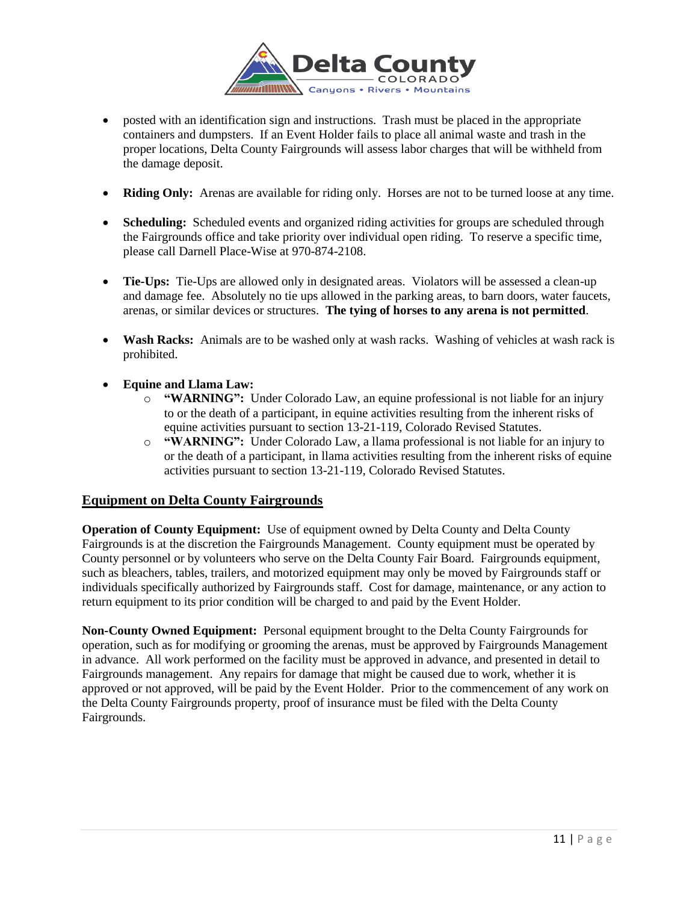- posted with an identification sign and instructions. Trash must be placed in the appropriate containers and dumpsters. If an Event Holder fails to place all animal waste and trash in the proper locations, Delta County Fairgrounds will assess labor charges that will be withheld from the damage deposit.

- **Riding Only:** Arenas are available for riding only. Horses are not to be turned loose at any time.

- **Scheduling:** Scheduled events and organized riding activities for groups are scheduled through the Fairgrounds office and take priority over individual open riding. To reserve a specific time, please call Darnell Place-Wise at 970-874-2108.

- **Tie-Ups:** Tie-Ups are allowed only in designated areas. Violators will be assessed a clean-up and damage fee. Absolutely no tie ups allowed in the parking areas, to barn doors, water faucets, arenas, or similar devices or structures. **The tying of horses to any arena is not permitted**.

- **Wash Racks:** Animals are to be washed only at wash racks. Washing of vehicles at wash rack is prohibited.

- **Equine and Llama Law:**
  - **"WARNING":** Under Colorado Law, an equine professional is not liable for an injury to or the death of a participant, in equine activities resulting from the inherent risks of equine activities pursuant to section 13-21-119, Colorado Revised Statutes.
  - **"WARNING":** Under Colorado Law, a llama professional is not liable for an injury to or the death of a participant, in llama activities resulting from the inherent risks of equine activities pursuant to section 13-21-119, Colorado Revised Statutes.

## Equipment on Delta County Fairgrounds

**Operation of County Equipment:** Use of equipment owned by Delta County and Delta County Fairgrounds is at the discretion the Fairgrounds Management. County equipment must be operated by County personnel or by volunteers who serve on the Delta County Fair Board. Fairgrounds equipment, such as bleachers, tables, trailers, and motorized equipment may only be moved by Fairgrounds staff or individuals specifically authorized by Fairgrounds staff. Cost for damage, maintenance, or any action to return equipment to its prior condition will be charged to and paid by the Event Holder.

**Non-County Owned Equipment:** Personal equipment brought to the Delta County Fairgrounds for operation, such as for modifying or grooming the arenas, must be approved by Fairgrounds Management in advance. All work performed on the facility must be approved in advance, and presented in detail to Fairgrounds management. Any repairs for damage that might be caused due to work, whether it is approved or not approved, will be paid by the Event Holder. Prior to the commencement of any work on the Delta County Fairgrounds property, proof of insurance must be filed with the Delta County Fairgrounds.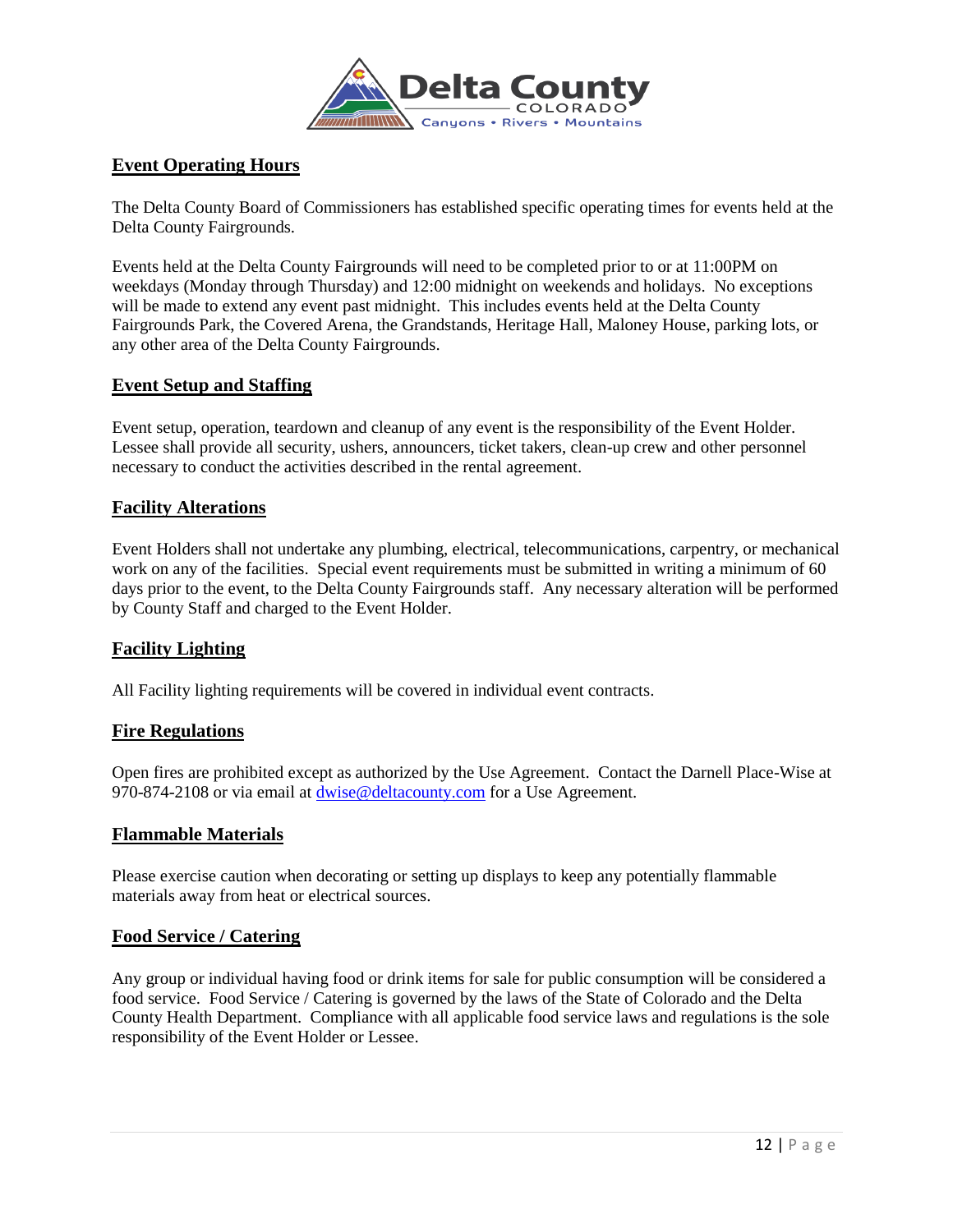## Event Operating Hours

The Delta County Board of Commissioners has established specific operating times for events held at the Delta County Fairgrounds.

Events held at the Delta County Fairgrounds will need to be completed prior to or at 11:00PM on weekdays (Monday through Thursday) and 12:00 midnight on weekends and holidays. No exceptions will be made to extend any event past midnight. This includes events held at the Delta County Fairgrounds Park, the Covered Arena, the Grandstands, Heritage Hall, Maloney House, parking lots, or any other area of the Delta County Fairgrounds.

## Event Setup and Staffing

Event setup, operation, teardown and cleanup of any event is the responsibility of the Event Holder. Lessee shall provide all security, ushers, announcers, ticket takers, clean-up crew and other personnel necessary to conduct the activities described in the rental agreement.

## Facility Alterations

Event Holders shall not undertake any plumbing, electrical, telecommunications, carpentry, or mechanical work on any of the facilities. Special event requirements must be submitted in writing a minimum of 60 days prior to the event, to the Delta County Fairgrounds staff. Any necessary alteration will be performed by County Staff and charged to the Event Holder.

## Facility Lighting

All Facility lighting requirements will be covered in individual event contracts.

## Fire Regulations

Open fires are prohibited except as authorized by the Use Agreement. Contact the Darnell Place-Wise at 970-874-2108 or via email at [dwise@deltacounty.com](mailto:dwise@deltacounty.com) for a Use Agreement.

## Flammable Materials

Please exercise caution when decorating or setting up displays to keep any potentially flammable materials away from heat or electrical sources.

## Food Service / Catering

Any group or individual having food or drink items for sale for public consumption will be considered a food service. Food Service / Catering is governed by the laws of the State of Colorado and the Delta County Health Department. Compliance with all applicable food service laws and regulations is the sole responsibility of the Event Holder or Lessee.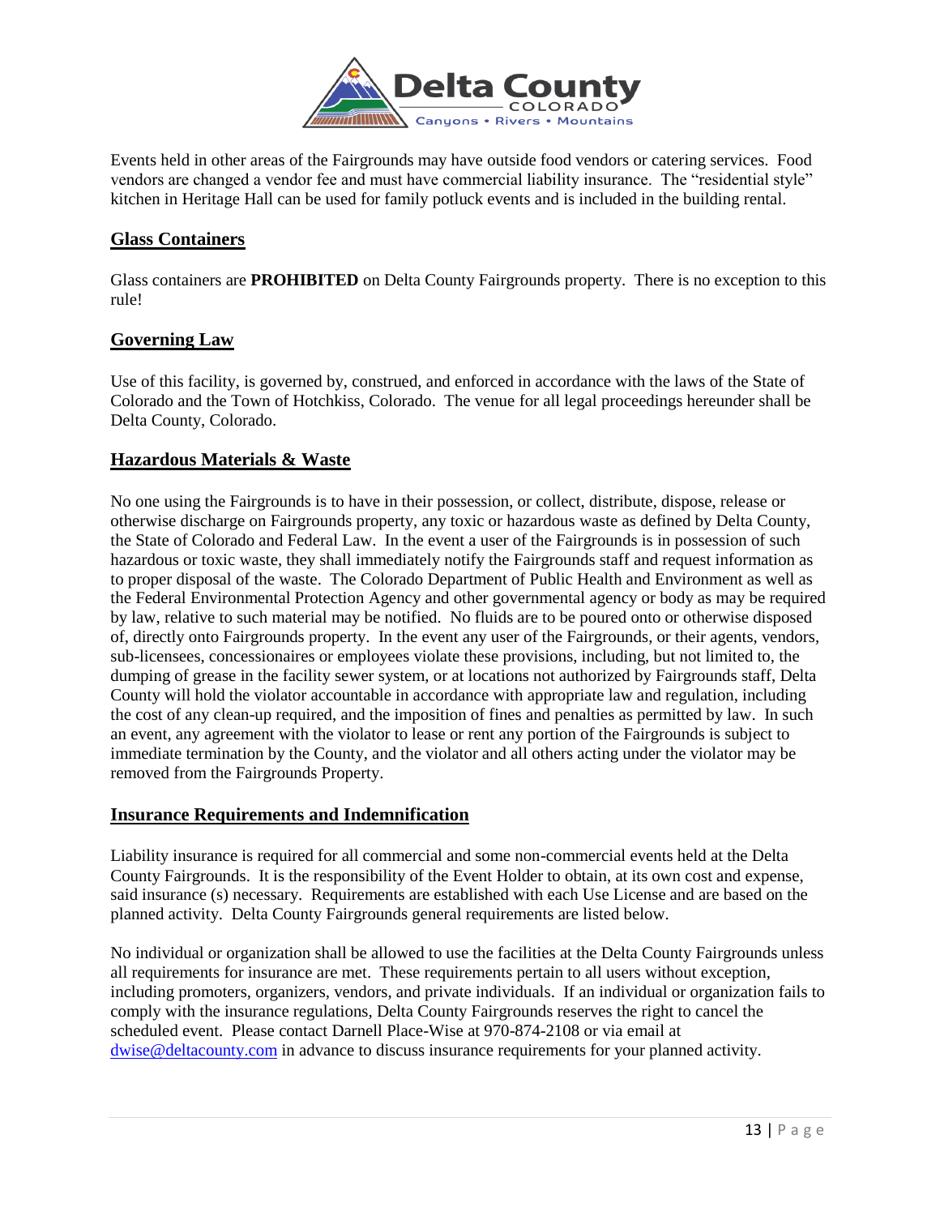Events held in other areas of the Fairgrounds may have outside food vendors or catering services. Food vendors are changed a vendor fee and must have commercial liability insurance. The "residential style" kitchen in Heritage Hall can be used for family potluck events and is included in the building rental.

## Glass Containers

Glass containers are **PROHIBITED** on Delta County Fairgrounds property. There is no exception to this rule!

## Governing Law

Use of this facility, is governed by, construed, and enforced in accordance with the laws of the State of Colorado and the Town of Hotchkiss, Colorado. The venue for all legal proceedings hereunder shall be Delta County, Colorado.

## Hazardous Materials & Waste

No one using the Fairgrounds is to have in their possession, or collect, distribute, dispose, release or otherwise discharge on Fairgrounds property, any toxic or hazardous waste as defined by Delta County, the State of Colorado and Federal Law. In the event a user of the Fairgrounds is in possession of such hazardous or toxic waste, they shall immediately notify the Fairgrounds staff and request information as to proper disposal of the waste. The Colorado Department of Public Health and Environment as well as the Federal Environmental Protection Agency and other governmental agency or body as may be required by law, relative to such material may be notified. No fluids are to be poured onto or otherwise disposed of, directly onto Fairgrounds property. In the event any user of the Fairgrounds, or their agents, vendors, sub-licensees, concessionaires or employees violate these provisions, including, but not limited to, the dumping of grease in the facility sewer system, or at locations not authorized by Fairgrounds staff, Delta County will hold the violator accountable in accordance with appropriate law and regulation, including the cost of any clean-up required, and the imposition of fines and penalties as permitted by law. In such an event, any agreement with the violator to lease or rent any portion of the Fairgrounds is subject to immediate termination by the County, and the violator and all others acting under the violator may be removed from the Fairgrounds Property.

## Insurance Requirements and Indemnification

Liability insurance is required for all commercial and some non-commercial events held at the Delta County Fairgrounds. It is the responsibility of the Event Holder to obtain, at its own cost and expense, said insurance (s) necessary. Requirements are established with each Use License and are based on the planned activity. Delta County Fairgrounds general requirements are listed below.

No individual or organization shall be allowed to use the facilities at the Delta County Fairgrounds unless all requirements for insurance are met. These requirements pertain to all users without exception, including promoters, organizers, vendors, and private individuals. If an individual or organization fails to comply with the insurance regulations, Delta County Fairgrounds reserves the right to cancel the scheduled event. Please contact Darnell Place-Wise at 970-874-2108 or via email at dwise@deltacounty.com in advance to discuss insurance requirements for your planned activity.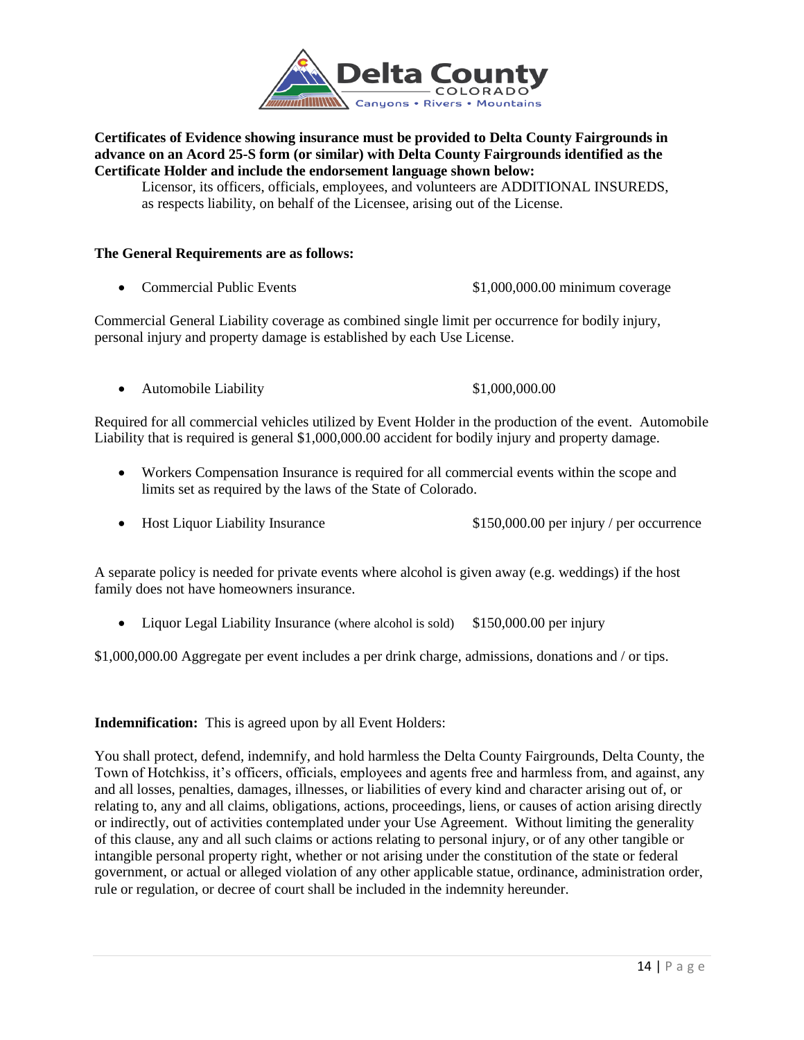**Certificates of Evidence showing insurance must be provided to Delta County Fairgrounds in advance on an Acord 25-S form (or similar) with Delta County Fairgrounds identified as the Certificate Holder and include the endorsement language shown below:**

> Licensor, its officers, officials, employees, and volunteers are ADDITIONAL INSUREDS, as respects liability, on behalf of the Licensee, arising out of the License.

**The General Requirements are as follows:**

- Commercial Public Events — $1,000,000.00 minimum coverage

Commercial General Liability coverage as combined single limit per occurrence for bodily injury, personal injury and property damage is established by each Use License.

- Automobile Liability — $1,000,000.00

Required for all commercial vehicles utilized by Event Holder in the production of the event. Automobile Liability that is required is general $1,000,000.00 accident for bodily injury and property damage.

- Workers Compensation Insurance is required for all commercial events within the scope and limits set as required by the laws of the State of Colorado.
- Host Liquor Liability Insurance — $150,000.00 per injury / per occurrence

A separate policy is needed for private events where alcohol is given away (e.g. weddings) if the host family does not have homeowners insurance.

- Liquor Legal Liability Insurance (where alcohol is sold) — $150,000.00 per injury

$1,000,000.00 Aggregate per event includes a per drink charge, admissions, donations and / or tips.

**Indemnification:** This is agreed upon by all Event Holders:

You shall protect, defend, indemnify, and hold harmless the Delta County Fairgrounds, Delta County, the Town of Hotchkiss, it's officers, officials, employees and agents free and harmless from, and against, any and all losses, penalties, damages, illnesses, or liabilities of every kind and character arising out of, or relating to, any and all claims, obligations, actions, proceedings, liens, or causes of action arising directly or indirectly, out of activities contemplated under your Use Agreement. Without limiting the generality of this clause, any and all such claims or actions relating to personal injury, or of any other tangible or intangible personal property right, whether or not arising under the constitution of the state or federal government, or actual or alleged violation of any other applicable statue, ordinance, administration order, rule or regulation, or decree of court shall be included in the indemnity hereunder.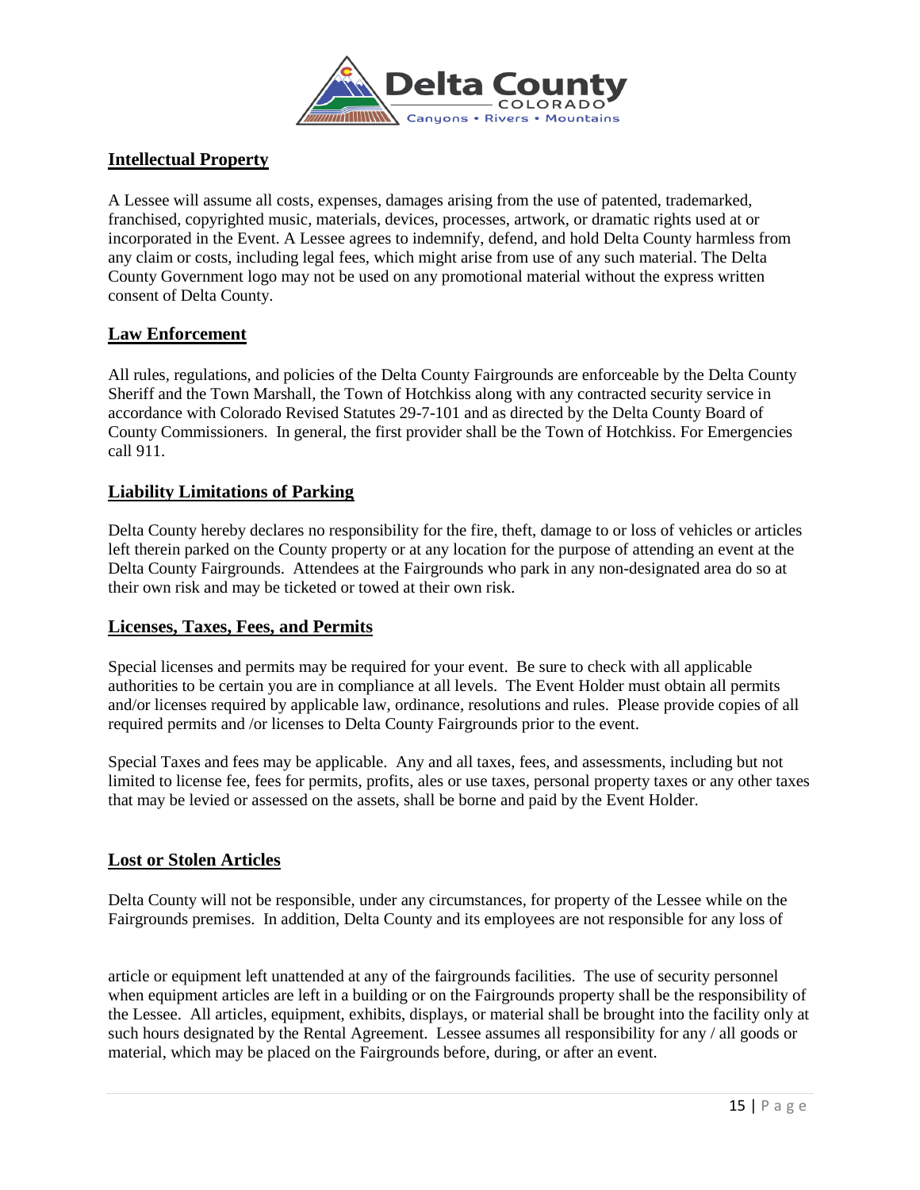## Intellectual Property

A Lessee will assume all costs, expenses, damages arising from the use of patented, trademarked, franchised, copyrighted music, materials, devices, processes, artwork, or dramatic rights used at or incorporated in the Event. A Lessee agrees to indemnify, defend, and hold Delta County harmless from any claim or costs, including legal fees, which might arise from use of any such material. The Delta County Government logo may not be used on any promotional material without the express written consent of Delta County.

## Law Enforcement

All rules, regulations, and policies of the Delta County Fairgrounds are enforceable by the Delta County Sheriff and the Town Marshall, the Town of Hotchkiss along with any contracted security service in accordance with Colorado Revised Statutes 29-7-101 and as directed by the Delta County Board of County Commissioners. In general, the first provider shall be the Town of Hotchkiss. For Emergencies call 911.

## Liability Limitations of Parking

Delta County hereby declares no responsibility for the fire, theft, damage to or loss of vehicles or articles left therein parked on the County property or at any location for the purpose of attending an event at the Delta County Fairgrounds. Attendees at the Fairgrounds who park in any non-designated area do so at their own risk and may be ticketed or towed at their own risk.

## Licenses, Taxes, Fees, and Permits

Special licenses and permits may be required for your event. Be sure to check with all applicable authorities to be certain you are in compliance at all levels. The Event Holder must obtain all permits and/or licenses required by applicable law, ordinance, resolutions and rules. Please provide copies of all required permits and /or licenses to Delta County Fairgrounds prior to the event.

Special Taxes and fees may be applicable. Any and all taxes, fees, and assessments, including but not limited to license fee, fees for permits, profits, ales or use taxes, personal property taxes or any other taxes that may be levied or assessed on the assets, shall be borne and paid by the Event Holder.

## Lost or Stolen Articles

Delta County will not be responsible, under any circumstances, for property of the Lessee while on the Fairgrounds premises. In addition, Delta County and its employees are not responsible for any loss of article or equipment left unattended at any of the fairgrounds facilities. The use of security personnel when equipment articles are left in a building or on the Fairgrounds property shall be the responsibility of the Lessee. All articles, equipment, exhibits, displays, or material shall be brought into the facility only at such hours designated by the Rental Agreement. Lessee assumes all responsibility for any / all goods or material, which may be placed on the Fairgrounds before, during, or after an event.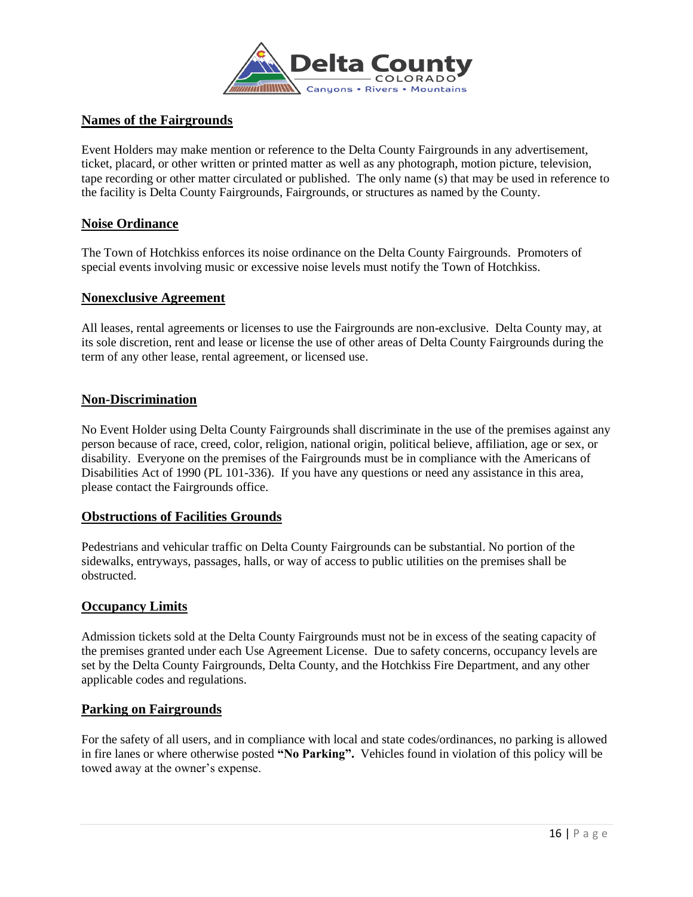## Names of the Fairgrounds

Event Holders may make mention or reference to the Delta County Fairgrounds in any advertisement, ticket, placard, or other written or printed matter as well as any photograph, motion picture, television, tape recording or other matter circulated or published. The only name (s) that may be used in reference to the facility is Delta County Fairgrounds, Fairgrounds, or structures as named by the County.

## Noise Ordinance

The Town of Hotchkiss enforces its noise ordinance on the Delta County Fairgrounds. Promoters of special events involving music or excessive noise levels must notify the Town of Hotchkiss.

## Nonexclusive Agreement

All leases, rental agreements or licenses to use the Fairgrounds are non-exclusive. Delta County may, at its sole discretion, rent and lease or license the use of other areas of Delta County Fairgrounds during the term of any other lease, rental agreement, or licensed use.

## Non-Discrimination

No Event Holder using Delta County Fairgrounds shall discriminate in the use of the premises against any person because of race, creed, color, religion, national origin, political believe, affiliation, age or sex, or disability. Everyone on the premises of the Fairgrounds must be in compliance with the Americans of Disabilities Act of 1990 (PL 101-336). If you have any questions or need any assistance in this area, please contact the Fairgrounds office.

## Obstructions of Facilities Grounds

Pedestrians and vehicular traffic on Delta County Fairgrounds can be substantial. No portion of the sidewalks, entryways, passages, halls, or way of access to public utilities on the premises shall be obstructed.

## Occupancy Limits

Admission tickets sold at the Delta County Fairgrounds must not be in excess of the seating capacity of the premises granted under each Use Agreement License. Due to safety concerns, occupancy levels are set by the Delta County Fairgrounds, Delta County, and the Hotchkiss Fire Department, and any other applicable codes and regulations.

## Parking on Fairgrounds

For the safety of all users, and in compliance with local and state codes/ordinances, no parking is allowed in fire lanes or where otherwise posted **"No Parking".** Vehicles found in violation of this policy will be towed away at the owner's expense.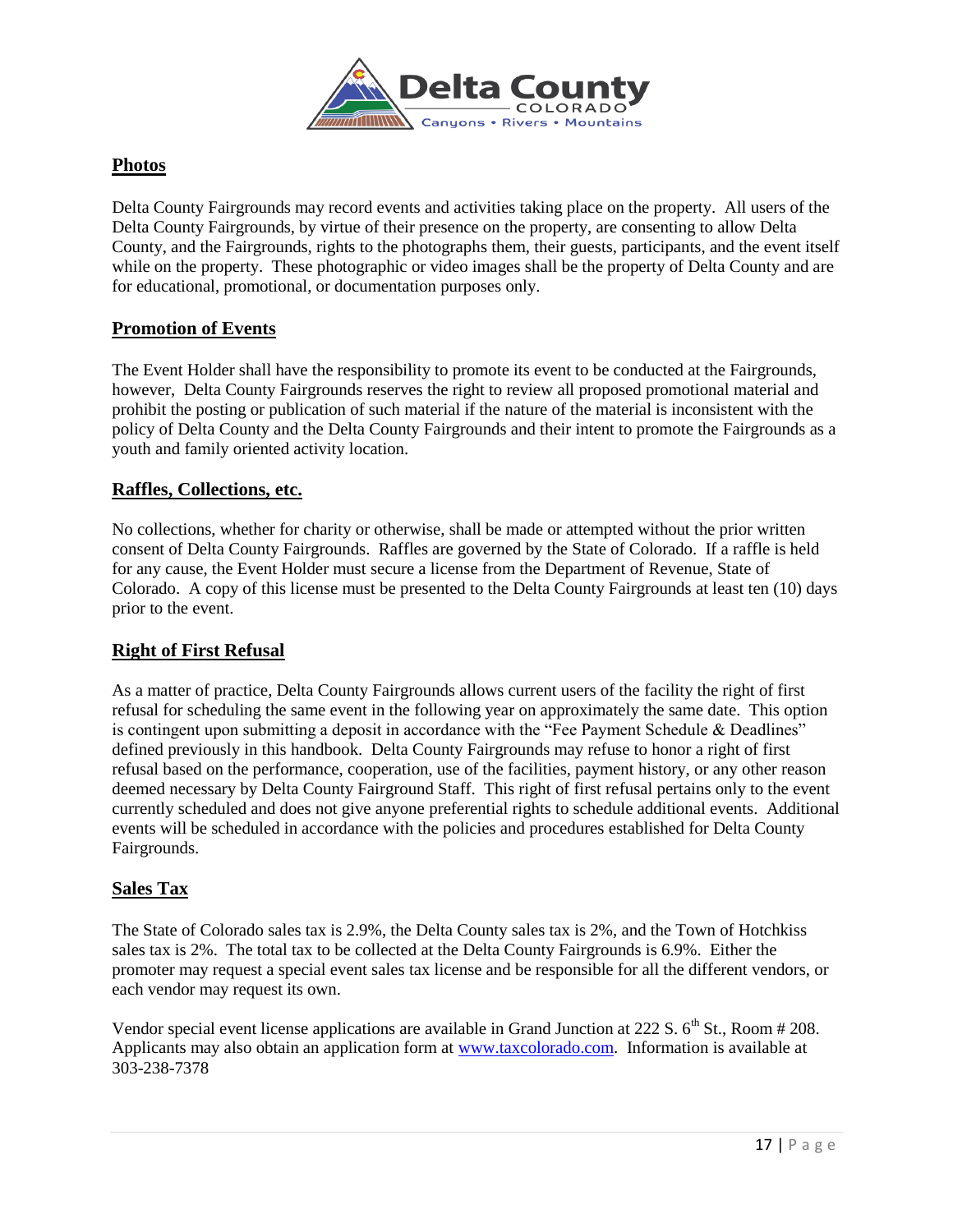## Photos

Delta County Fairgrounds may record events and activities taking place on the property. All users of the Delta County Fairgrounds, by virtue of their presence on the property, are consenting to allow Delta County, and the Fairgrounds, rights to the photographs them, their guests, participants, and the event itself while on the property. These photographic or video images shall be the property of Delta County and are for educational, promotional, or documentation purposes only.

## Promotion of Events

The Event Holder shall have the responsibility to promote its event to be conducted at the Fairgrounds, however, Delta County Fairgrounds reserves the right to review all proposed promotional material and prohibit the posting or publication of such material if the nature of the material is inconsistent with the policy of Delta County and the Delta County Fairgrounds and their intent to promote the Fairgrounds as a youth and family oriented activity location.

## Raffles, Collections, etc.

No collections, whether for charity or otherwise, shall be made or attempted without the prior written consent of Delta County Fairgrounds. Raffles are governed by the State of Colorado. If a raffle is held for any cause, the Event Holder must secure a license from the Department of Revenue, State of Colorado. A copy of this license must be presented to the Delta County Fairgrounds at least ten (10) days prior to the event.

## Right of First Refusal

As a matter of practice, Delta County Fairgrounds allows current users of the facility the right of first refusal for scheduling the same event in the following year on approximately the same date. This option is contingent upon submitting a deposit in accordance with the "Fee Payment Schedule & Deadlines" defined previously in this handbook. Delta County Fairgrounds may refuse to honor a right of first refusal based on the performance, cooperation, use of the facilities, payment history, or any other reason deemed necessary by Delta County Fairground Staff. This right of first refusal pertains only to the event currently scheduled and does not give anyone preferential rights to schedule additional events. Additional events will be scheduled in accordance with the policies and procedures established for Delta County Fairgrounds.

## Sales Tax

The State of Colorado sales tax is 2.9%, the Delta County sales tax is 2%, and the Town of Hotchkiss sales tax is 2%. The total tax to be collected at the Delta County Fairgrounds is 6.9%. Either the promoter may request a special event sales tax license and be responsible for all the different vendors, or each vendor may request its own.

Vendor special event license applications are available in Grand Junction at 222 S. 6th St., Room # 208. Applicants may also obtain an application form at [www.taxcolorado.com](http://www.taxcolorado.com). Information is available at 303-238-7378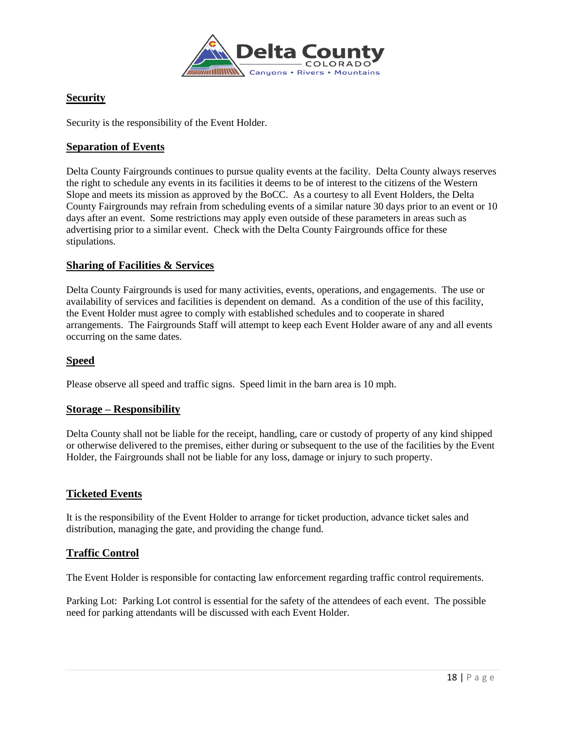## Security

Security is the responsibility of the Event Holder.

## Separation of Events

Delta County Fairgrounds continues to pursue quality events at the facility. Delta County always reserves the right to schedule any events in its facilities it deems to be of interest to the citizens of the Western Slope and meets its mission as approved by the BoCC. As a courtesy to all Event Holders, the Delta County Fairgrounds may refrain from scheduling events of a similar nature 30 days prior to an event or 10 days after an event. Some restrictions may apply even outside of these parameters in areas such as advertising prior to a similar event. Check with the Delta County Fairgrounds office for these stipulations.

## Sharing of Facilities & Services

Delta County Fairgrounds is used for many activities, events, operations, and engagements. The use or availability of services and facilities is dependent on demand. As a condition of the use of this facility, the Event Holder must agree to comply with established schedules and to cooperate in shared arrangements. The Fairgrounds Staff will attempt to keep each Event Holder aware of any and all events occurring on the same dates.

## Speed

Please observe all speed and traffic signs. Speed limit in the barn area is 10 mph.

## Storage – Responsibility

Delta County shall not be liable for the receipt, handling, care or custody of property of any kind shipped or otherwise delivered to the premises, either during or subsequent to the use of the facilities by the Event Holder, the Fairgrounds shall not be liable for any loss, damage or injury to such property.

## Ticketed Events

It is the responsibility of the Event Holder to arrange for ticket production, advance ticket sales and distribution, managing the gate, and providing the change fund.

## Traffic Control

The Event Holder is responsible for contacting law enforcement regarding traffic control requirements.

Parking Lot: Parking Lot control is essential for the safety of the attendees of each event. The possible need for parking attendants will be discussed with each Event Holder.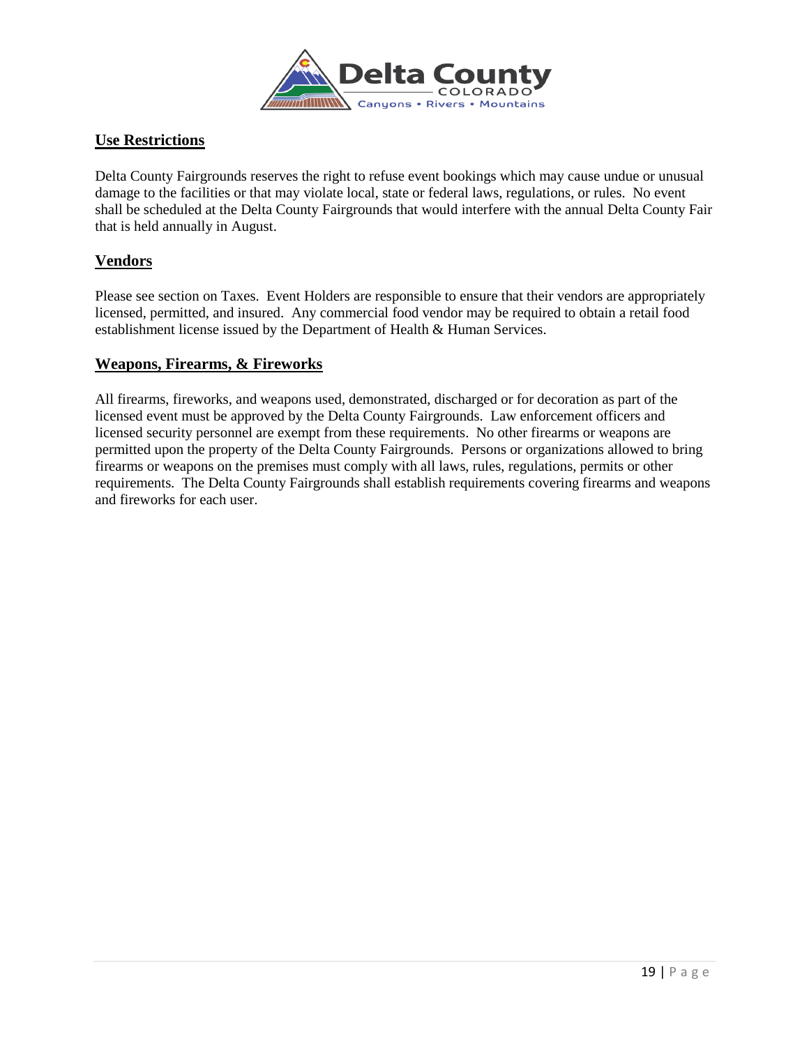## Use Restrictions

Delta County Fairgrounds reserves the right to refuse event bookings which may cause undue or unusual damage to the facilities or that may violate local, state or federal laws, regulations, or rules. No event shall be scheduled at the Delta County Fairgrounds that would interfere with the annual Delta County Fair that is held annually in August.

## Vendors

Please see section on Taxes. Event Holders are responsible to ensure that their vendors are appropriately licensed, permitted, and insured. Any commercial food vendor may be required to obtain a retail food establishment license issued by the Department of Health & Human Services.

## Weapons, Firearms, & Fireworks

All firearms, fireworks, and weapons used, demonstrated, discharged or for decoration as part of the licensed event must be approved by the Delta County Fairgrounds. Law enforcement officers and licensed security personnel are exempt from these requirements. No other firearms or weapons are permitted upon the property of the Delta County Fairgrounds. Persons or organizations allowed to bring firearms or weapons on the premises must comply with all laws, rules, regulations, permits or other requirements. The Delta County Fairgrounds shall establish requirements covering firearms and weapons and fireworks for each user.